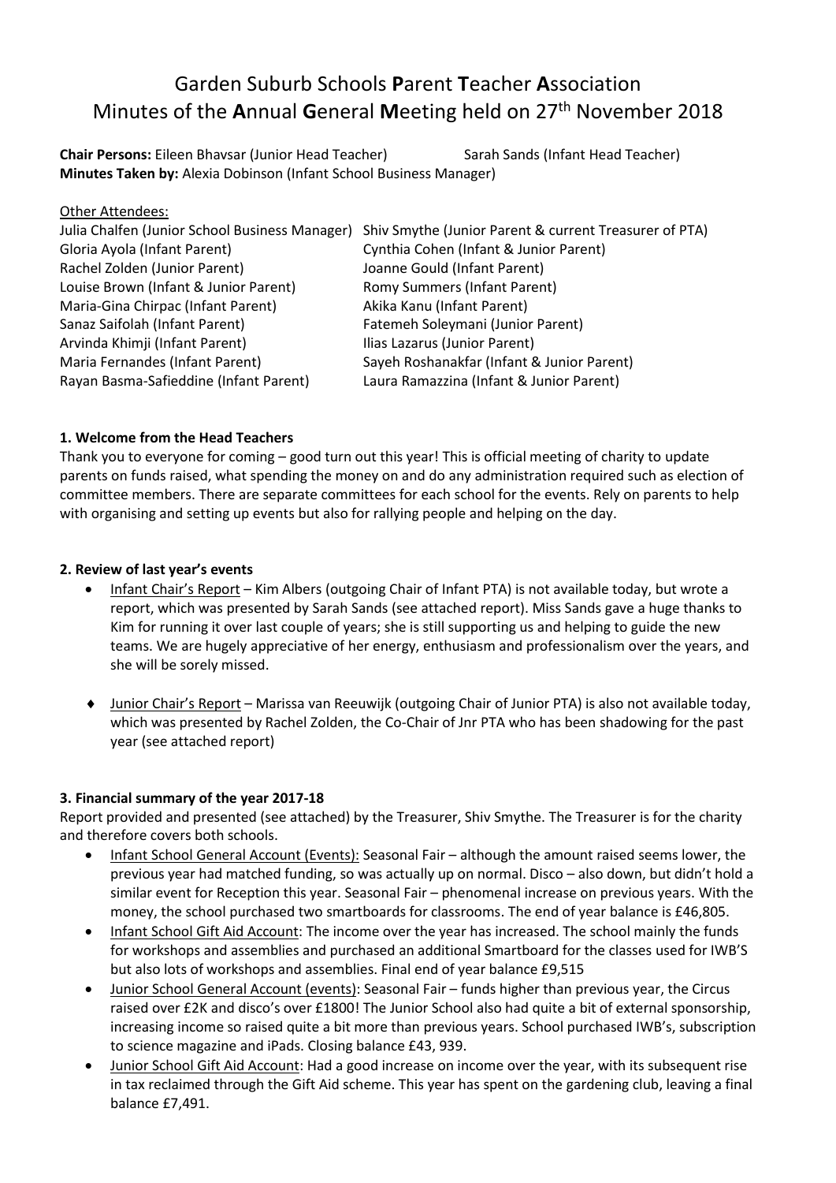# Garden Suburb Schools **P**arent **T**eacher **A**ssociation
# Minutes of the **A**nnual **G**eneral **M**eeting held on 27th November 2018

**Chair Persons:** Eileen Bhavsar (Junior Head Teacher) Sarah Sands (Infant Head Teacher)
**Minutes Taken by:** Alexia Dobinson (Infant School Business Manager)

Other Attendees:

Julia Chalfen (Junior School Business Manager)
Gloria Ayola (Infant Parent)
Rachel Zolden (Junior Parent)
Louise Brown (Infant & Junior Parent)
Maria-Gina Chirpac (Infant Parent)
Sanaz Saifolah (Infant Parent)
Arvinda Khimji (Infant Parent)
Maria Fernandes (Infant Parent)
Rayan Basma-Safieddine (Infant Parent)
Shiv Smythe (Junior Parent & current Treasurer of PTA)
Cynthia Cohen (Infant & Junior Parent)
Joanne Gould (Infant Parent)
Romy Summers (Infant Parent)
Akika Kanu (Infant Parent)
Fatemeh Soleymani (Junior Parent)
Ilias Lazarus (Junior Parent)
Sayeh Roshanakfar (Infant & Junior Parent)
Laura Ramazzina (Infant & Junior Parent)

**1. Welcome from the Head Teachers**

Thank you to everyone for coming – good turn out this year! This is official meeting of charity to update parents on funds raised, what spending the money on and do any administration required such as election of committee members. There are separate committees for each school for the events. Rely on parents to help with organising and setting up events but also for rallying people and helping on the day.

**2. Review of last year's events**

- Infant Chair's Report – Kim Albers (outgoing Chair of Infant PTA) is not available today, but wrote a report, which was presented by Sarah Sands (see attached report). Miss Sands gave a huge thanks to Kim for running it over last couple of years; she is still supporting us and helping to guide the new teams. We are hugely appreciative of her energy, enthusiasm and professionalism over the years, and she will be sorely missed.

- Junior Chair's Report – Marissa van Reeuwijk (outgoing Chair of Junior PTA) is also not available today, which was presented by Rachel Zolden, the Co-Chair of Jnr PTA who has been shadowing for the past year (see attached report)

**3. Financial summary of the year 2017-18**

Report provided and presented (see attached) by the Treasurer, Shiv Smythe. The Treasurer is for the charity and therefore covers both schools.

- Infant School General Account (Events): Seasonal Fair – although the amount raised seems lower, the previous year had matched funding, so was actually up on normal. Disco – also down, but didn't hold a similar event for Reception this year. Seasonal Fair – phenomenal increase on previous years. With the money, the school purchased two smartboards for classrooms. The end of year balance is £46,805.
- Infant School Gift Aid Account: The income over the year has increased. The school mainly the funds for workshops and assemblies and purchased an additional Smartboard for the classes used for IWB'S but also lots of workshops and assemblies. Final end of year balance £9,515
- Junior School General Account (events): Seasonal Fair – funds higher than previous year, the Circus raised over £2K and disco's over £1800! The Junior School also had quite a bit of external sponsorship, increasing income so raised quite a bit more than previous years. School purchased IWB's, subscription to science magazine and iPads. Closing balance £43, 939.
- Junior School Gift Aid Account: Had a good increase on income over the year, with its subsequent rise in tax reclaimed through the Gift Aid scheme. This year has spent on the gardening club, leaving a final balance £7,491.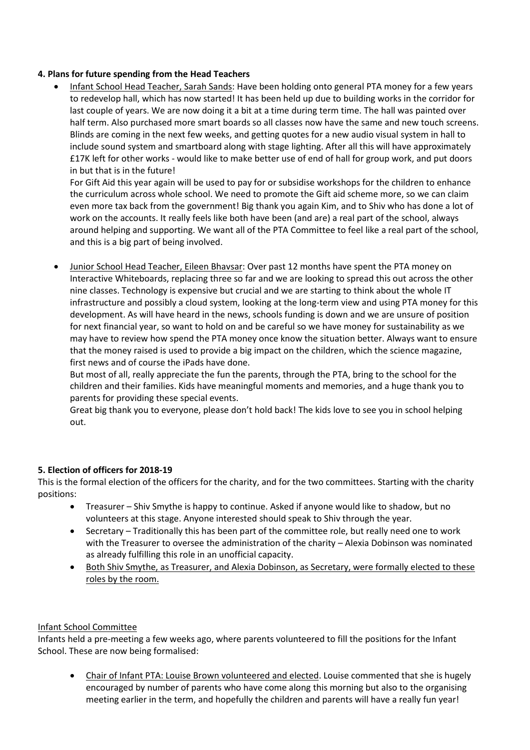### 4. Plans for future spending from the Head Teachers

- Infant School Head Teacher, Sarah Sands: Have been holding onto general PTA money for a few years to redevelop hall, which has now started! It has been held up due to building works in the corridor for last couple of years. We are now doing it a bit at a time during term time. The hall was painted over half term. Also purchased more smart boards so all classes now have the same and new touch screens. Blinds are coming in the next few weeks, and getting quotes for a new audio visual system in hall to include sound system and smartboard along with stage lighting. After all this will have approximately £17K left for other works - would like to make better use of end of hall for group work, and put doors in but that is in the future!

  For Gift Aid this year again will be used to pay for or subsidise workshops for the children to enhance the curriculum across whole school. We need to promote the Gift aid scheme more, so we can claim even more tax back from the government! Big thank you again Kim, and to Shiv who has done a lot of work on the accounts. It really feels like both have been (and are) a real part of the school, always around helping and supporting. We want all of the PTA Committee to feel like a real part of the school, and this is a big part of being involved.

- Junior School Head Teacher, Eileen Bhavsar: Over past 12 months have spent the PTA money on Interactive Whiteboards, replacing three so far and we are looking to spread this out across the other nine classes. Technology is expensive but crucial and we are starting to think about the whole IT infrastructure and possibly a cloud system, looking at the long-term view and using PTA money for this development. As will have heard in the news, schools funding is down and we are unsure of position for next financial year, so want to hold on and be careful so we have money for sustainability as we may have to review how spend the PTA money once know the situation better. Always want to ensure that the money raised is used to provide a big impact on the children, which the science magazine, first news and of course the iPads have done.

  But most of all, really appreciate the fun the parents, through the PTA, bring to the school for the children and their families. Kids have meaningful moments and memories, and a huge thank you to parents for providing these special events.

  Great big thank you to everyone, please don't hold back! The kids love to see you in school helping out.

### 5. Election of officers for 2018-19

This is the formal election of the officers for the charity, and for the two committees. Starting with the charity positions:

- Treasurer – Shiv Smythe is happy to continue. Asked if anyone would like to shadow, but no volunteers at this stage. Anyone interested should speak to Shiv through the year.
- Secretary – Traditionally this has been part of the committee role, but really need one to work with the Treasurer to oversee the administration of the charity – Alexia Dobinson was nominated as already fulfilling this role in an unofficial capacity.
- Both Shiv Smythe, as Treasurer, and Alexia Dobinson, as Secretary, were formally elected to these roles by the room.

Infant School Committee

Infants held a pre-meeting a few weeks ago, where parents volunteered to fill the positions for the Infant School. These are now being formalised:

- Chair of Infant PTA: Louise Brown volunteered and elected. Louise commented that she is hugely encouraged by number of parents who have come along this morning but also to the organising meeting earlier in the term, and hopefully the children and parents will have a really fun year!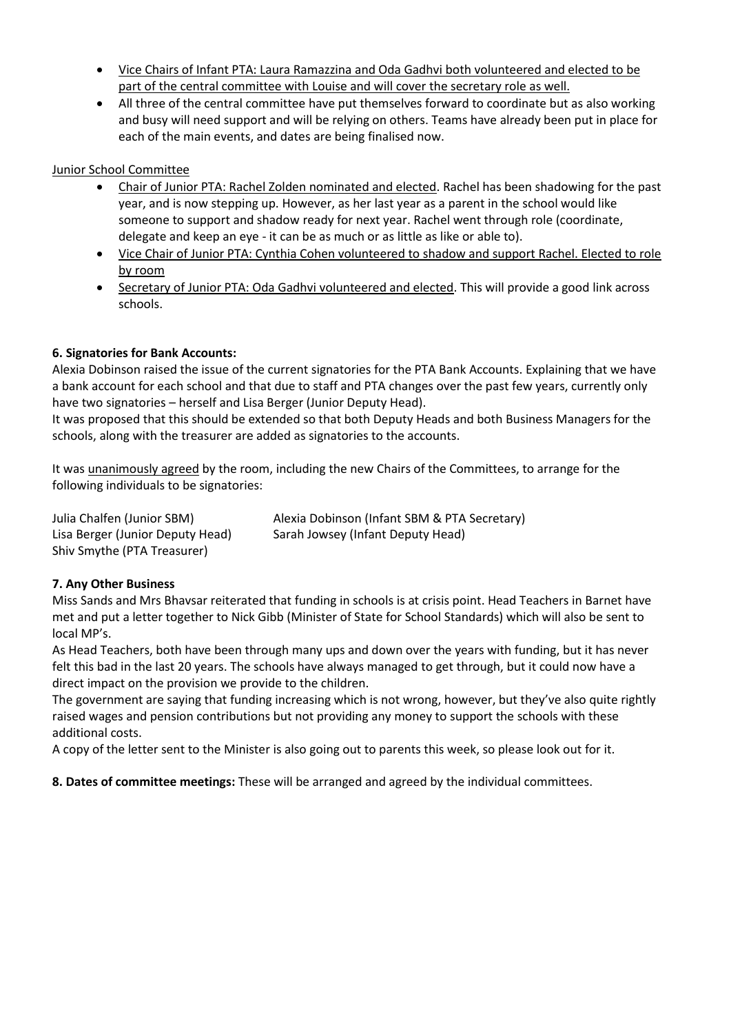- Vice Chairs of Infant PTA: Laura Ramazzina and Oda Gadhvi both volunteered and elected to be part of the central committee with Louise and will cover the secretary role as well.
- All three of the central committee have put themselves forward to coordinate but as also working and busy will need support and will be relying on others. Teams have already been put in place for each of the main events, and dates are being finalised now.

Junior School Committee

- Chair of Junior PTA: Rachel Zolden nominated and elected. Rachel has been shadowing for the past year, and is now stepping up. However, as her last year as a parent in the school would like someone to support and shadow ready for next year. Rachel went through role (coordinate, delegate and keep an eye - it can be as much or as little as like or able to).
- Vice Chair of Junior PTA: Cynthia Cohen volunteered to shadow and support Rachel. Elected to role by room
- Secretary of Junior PTA: Oda Gadhvi volunteered and elected. This will provide a good link across schools.

**6. Signatories for Bank Accounts:**

Alexia Dobinson raised the issue of the current signatories for the PTA Bank Accounts. Explaining that we have a bank account for each school and that due to staff and PTA changes over the past few years, currently only have two signatories – herself and Lisa Berger (Junior Deputy Head).

It was proposed that this should be extended so that both Deputy Heads and both Business Managers for the schools, along with the treasurer are added as signatories to the accounts.

It was unanimously agreed by the room, including the new Chairs of the Committees, to arrange for the following individuals to be signatories:

Julia Chalfen (Junior SBM)
Lisa Berger (Junior Deputy Head)
Shiv Smythe (PTA Treasurer)
Alexia Dobinson (Infant SBM & PTA Secretary)
Sarah Jowsey (Infant Deputy Head)

**7. Any Other Business**

Miss Sands and Mrs Bhavsar reiterated that funding in schools is at crisis point. Head Teachers in Barnet have met and put a letter together to Nick Gibb (Minister of State for School Standards) which will also be sent to local MP's.

As Head Teachers, both have been through many ups and down over the years with funding, but it has never felt this bad in the last 20 years. The schools have always managed to get through, but it could now have a direct impact on the provision we provide to the children.

The government are saying that funding increasing which is not wrong, however, but they've also quite rightly raised wages and pension contributions but not providing any money to support the schools with these additional costs.

A copy of the letter sent to the Minister is also going out to parents this week, so please look out for it.

**8. Dates of committee meetings:** These will be arranged and agreed by the individual committees.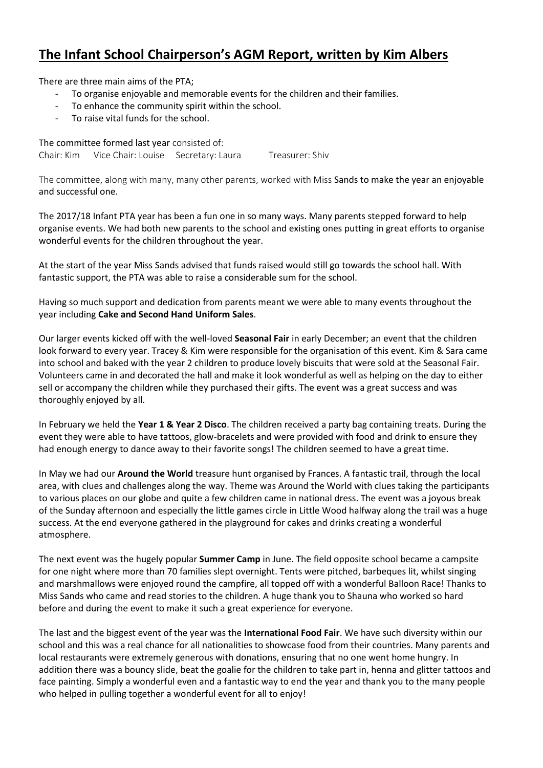# The Infant School Chairperson's AGM Report, written by Kim Albers

There are three main aims of the PTA;

- To organise enjoyable and memorable events for the children and their families.
- To enhance the community spirit within the school.
- To raise vital funds for the school.

The committee formed last year consisted of:

Chair: Kim    Vice Chair: Louise    Secretary: Laura    Treasurer: Shiv

The committee, along with many, many other parents, worked with Miss Sands to make the year an enjoyable and successful one.

The 2017/18 Infant PTA year has been a fun one in so many ways. Many parents stepped forward to help organise events. We had both new parents to the school and existing ones putting in great efforts to organise wonderful events for the children throughout the year.

At the start of the year Miss Sands advised that funds raised would still go towards the school hall. With fantastic support, the PTA was able to raise a considerable sum for the school.

Having so much support and dedication from parents meant we were able to many events throughout the year including **Cake and Second Hand Uniform Sales**.

Our larger events kicked off with the well-loved **Seasonal Fair** in early December; an event that the children look forward to every year. Tracey & Kim were responsible for the organisation of this event. Kim & Sara came into school and baked with the year 2 children to produce lovely biscuits that were sold at the Seasonal Fair. Volunteers came in and decorated the hall and make it look wonderful as well as helping on the day to either sell or accompany the children while they purchased their gifts. The event was a great success and was thoroughly enjoyed by all.

In February we held the **Year 1 & Year 2 Disco**. The children received a party bag containing treats. During the event they were able to have tattoos, glow-bracelets and were provided with food and drink to ensure they had enough energy to dance away to their favorite songs! The children seemed to have a great time.

In May we had our **Around the World** treasure hunt organised by Frances. A fantastic trail, through the local area, with clues and challenges along the way. Theme was Around the World with clues taking the participants to various places on our globe and quite a few children came in national dress. The event was a joyous break of the Sunday afternoon and especially the little games circle in Little Wood halfway along the trail was a huge success. At the end everyone gathered in the playground for cakes and drinks creating a wonderful atmosphere.

The next event was the hugely popular **Summer Camp** in June. The field opposite school became a campsite for one night where more than 70 families slept overnight. Tents were pitched, barbeques lit, whilst singing and marshmallows were enjoyed round the campfire, all topped off with a wonderful Balloon Race! Thanks to Miss Sands who came and read stories to the children. A huge thank you to Shauna who worked so hard before and during the event to make it such a great experience for everyone.

The last and the biggest event of the year was the **International Food Fair**. We have such diversity within our school and this was a real chance for all nationalities to showcase food from their countries. Many parents and local restaurants were extremely generous with donations, ensuring that no one went home hungry. In addition there was a bouncy slide, beat the goalie for the children to take part in, henna and glitter tattoos and face painting. Simply a wonderful even and a fantastic way to end the year and thank you to the many people who helped in pulling together a wonderful event for all to enjoy!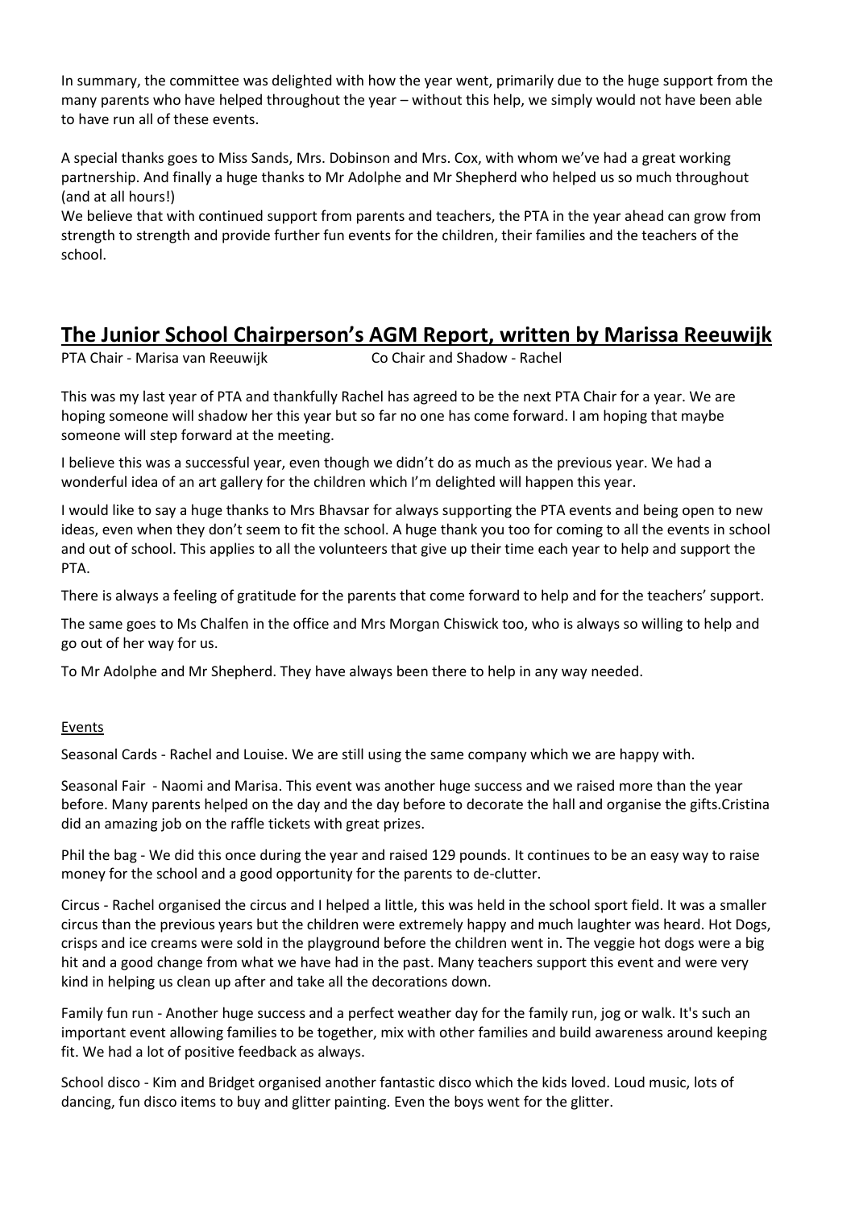In summary, the committee was delighted with how the year went, primarily due to the huge support from the many parents who have helped throughout the year – without this help, we simply would not have been able to have run all of these events.

A special thanks goes to Miss Sands, Mrs. Dobinson and Mrs. Cox, with whom we've had a great working partnership. And finally a huge thanks to Mr Adolphe and Mr Shepherd who helped us so much throughout (and at all hours!)

We believe that with continued support from parents and teachers, the PTA in the year ahead can grow from strength to strength and provide further fun events for the children, their families and the teachers of the school.

## The Junior School Chairperson's AGM Report, written by Marissa Reeuwijk

PTA Chair - Marisa van Reeuwijk Co Chair and Shadow - Rachel

This was my last year of PTA and thankfully Rachel has agreed to be the next PTA Chair for a year. We are hoping someone will shadow her this year but so far no one has come forward. I am hoping that maybe someone will step forward at the meeting.

I believe this was a successful year, even though we didn't do as much as the previous year. We had a wonderful idea of an art gallery for the children which I'm delighted will happen this year.

I would like to say a huge thanks to Mrs Bhavsar for always supporting the PTA events and being open to new ideas, even when they don't seem to fit the school. A huge thank you too for coming to all the events in school and out of school. This applies to all the volunteers that give up their time each year to help and support the PTA.

There is always a feeling of gratitude for the parents that come forward to help and for the teachers' support.

The same goes to Ms Chalfen in the office and Mrs Morgan Chiswick too, who is always so willing to help and go out of her way for us.

To Mr Adolphe and Mr Shepherd. They have always been there to help in any way needed.

Events

Seasonal Cards - Rachel and Louise. We are still using the same company which we are happy with.

Seasonal Fair - Naomi and Marisa. This event was another huge success and we raised more than the year before. Many parents helped on the day and the day before to decorate the hall and organise the gifts.Cristina did an amazing job on the raffle tickets with great prizes.

Phil the bag - We did this once during the year and raised 129 pounds. It continues to be an easy way to raise money for the school and a good opportunity for the parents to de-clutter.

Circus - Rachel organised the circus and I helped a little, this was held in the school sport field. It was a smaller circus than the previous years but the children were extremely happy and much laughter was heard. Hot Dogs, crisps and ice creams were sold in the playground before the children went in. The veggie hot dogs were a big hit and a good change from what we have had in the past. Many teachers support this event and were very kind in helping us clean up after and take all the decorations down.

Family fun run - Another huge success and a perfect weather day for the family run, jog or walk. It's such an important event allowing families to be together, mix with other families and build awareness around keeping fit. We had a lot of positive feedback as always.

School disco - Kim and Bridget organised another fantastic disco which the kids loved. Loud music, lots of dancing, fun disco items to buy and glitter painting. Even the boys went for the glitter.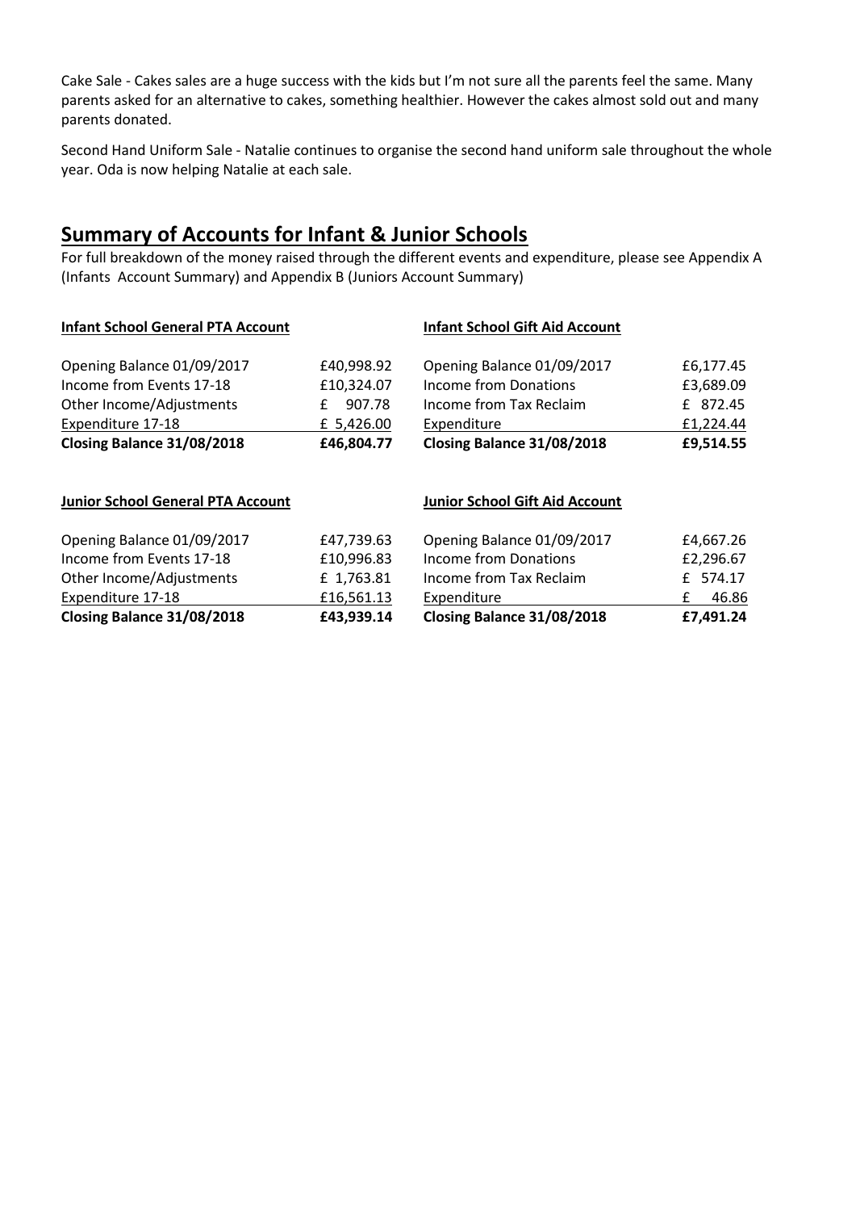Cake Sale - Cakes sales are a huge success with the kids but I'm not sure all the parents feel the same. Many parents asked for an alternative to cakes, something healthier. However the cakes almost sold out and many parents donated.

Second Hand Uniform Sale - Natalie continues to organise the second hand uniform sale throughout the whole year. Oda is now helping Natalie at each sale.

## Summary of Accounts for Infant & Junior Schools

For full breakdown of the money raised through the different events and expenditure, please see Appendix A (Infants Account Summary) and Appendix B (Juniors Account Summary)

**Infant School General PTA Account**

| | |
|---|---|
| Opening Balance 01/09/2017 | £40,998.92 |
| Income from Events 17-18 | £10,324.07 |
| Other Income/Adjustments | £ 907.78 |
| Expenditure 17-18 | £ 5,426.00 |
| **Closing Balance 31/08/2018** | **£46,804.77** |

**Infant School Gift Aid Account**

| | |
|---|---|
| Opening Balance 01/09/2017 | £6,177.45 |
| Income from Donations | £3,689.09 |
| Income from Tax Reclaim | £ 872.45 |
| Expenditure | £1,224.44 |
| **Closing Balance 31/08/2018** | **£9,514.55** |

**Junior School General PTA Account**

| | |
|---|---|
| Opening Balance 01/09/2017 | £47,739.63 |
| Income from Events 17-18 | £10,996.83 |
| Other Income/Adjustments | £ 1,763.81 |
| Expenditure 17-18 | £16,561.13 |
| **Closing Balance 31/08/2018** | **£43,939.14** |

**Junior School Gift Aid Account**

| | |
|---|---|
| Opening Balance 01/09/2017 | £4,667.26 |
| Income from Donations | £2,296.67 |
| Income from Tax Reclaim | £ 574.17 |
| Expenditure | £ 46.86 |
| **Closing Balance 31/08/2018** | **£7,491.24** |